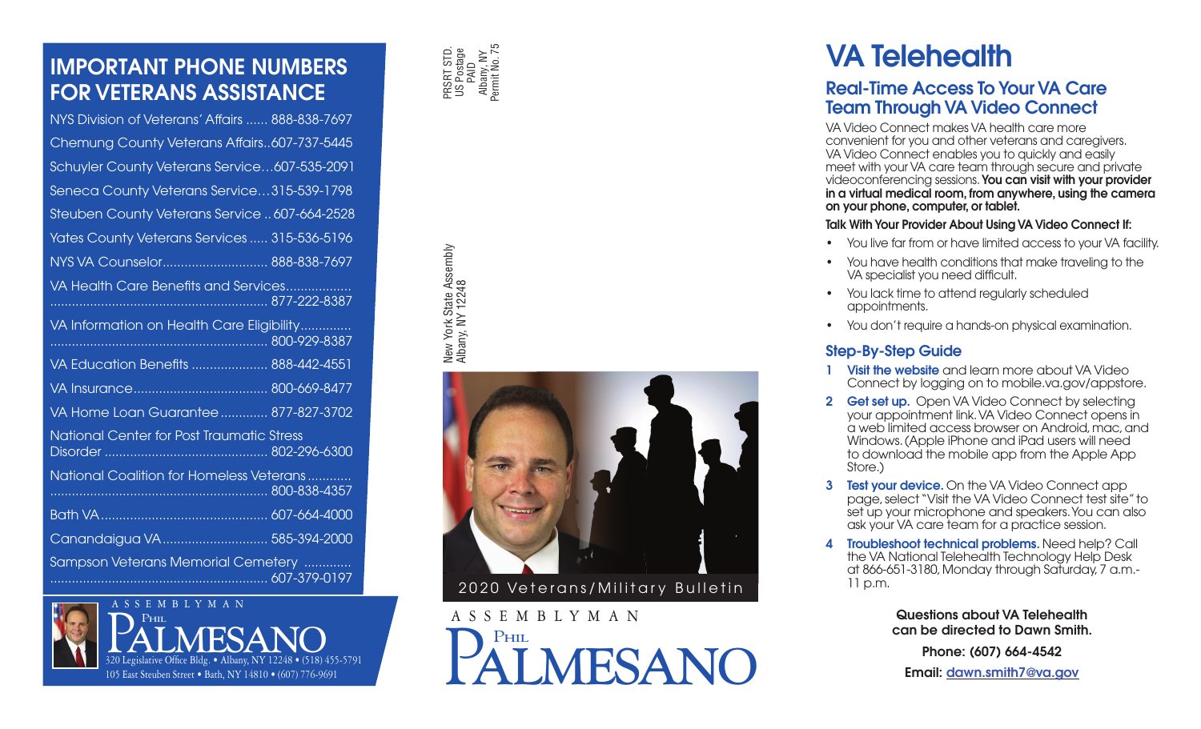## IMPORTANT PHONE NUMBERS FOR VETERANS ASSISTANCE

NYS Division of Veterans' Affairs ...... 888-838-7697

Chemung County Veterans Affairs..607-737-5445

Schuyler County Veterans Service…607-535-2091

Seneca County Veterans Service…315-539-1798

Steuben County Veterans Service .. 607-664-2528

Yates County Veterans Services ..... 315-536-5196

NYS VA Counselor............................ 888-838-7697

VA Health Care Benefits and Services.................. ........................................................... 877-222-8387

VA Information on Health Care Eligibility.............. ........................................................... 800-929-8387

VA Education Benefits .................... 888-442-4551

VA Insurance.................................... 800-669-8477

VA Home Loan Guarantee ............. 877-827-3702

National Center for Post Traumatic Stress Disorder ............................................ 802-296-6300

National Coalition for Homeless Veterans ............ ........................................................... 800-838-4357

Bath VA............................................. 607-664-4000

Canandaigua VA............................ 585-394-2000

Sampson Veterans Memorial Cemetery ............ ........................................................... 607-379-0197

ASSEMBLYMAN Phil PALMESANO

520 Legislative Office Bldg. • Albany, NY 12248 • (518) 455-5791
105 East Steuben Street • Bath, NY 14810 • (607) 776-9691

PRSRT STD.
US Postage
PAID
Albany, NY
Permit No. 75

New York State Assembly
Albany, NY 12248

2020 Veterans/Military Bulletin

ASSEMBLYMAN Phil PALMESANO

# VA Telehealth

## Real-Time Access To Your VA Care Team Through VA Video Connect

VA Video Connect makes VA health care more convenient for you and other veterans and caregivers. VA Video Connect enables you to quickly and easily meet with your VA care team through secure and private videoconferencing sessions. **You can visit with your provider in a virtual medical room, from anywhere, using the camera on your phone, computer, or tablet.**

**Talk With Your Provider About Using VA Video Connect If:**

- You live far from or have limited access to your VA facility.
- You have health conditions that make traveling to the VA specialist you need difficult.
- You lack time to attend regularly scheduled appointments.
- You don't require a hands-on physical examination.

### Step-By-Step Guide

1. **Visit the website** and learn more about VA Video Connect by logging on to mobile.va.gov/appstore.
2. **Get set up.** Open VA Video Connect by selecting your appointment link. VA Video Connect opens in a web limited access browser on Android, mac, and Windows. (Apple iPhone and iPad users will need to download the mobile app from the Apple App Store.)
3. **Test your device.** On the VA Video Connect app page, select "Visit the VA Video Connect test site" to set up your microphone and speakers. You can also ask your VA care team for a practice session.
4. **Troubleshoot technical problems.** Need help? Call the VA National Telehealth Technology Help Desk at 866-651-3180, Monday through Saturday, 7 a.m.-11 p.m.

**Questions about VA Telehealth can be directed to Dawn Smith.**

**Phone: (607) 664-4542**

**Email: dawn.smith7@va.gov**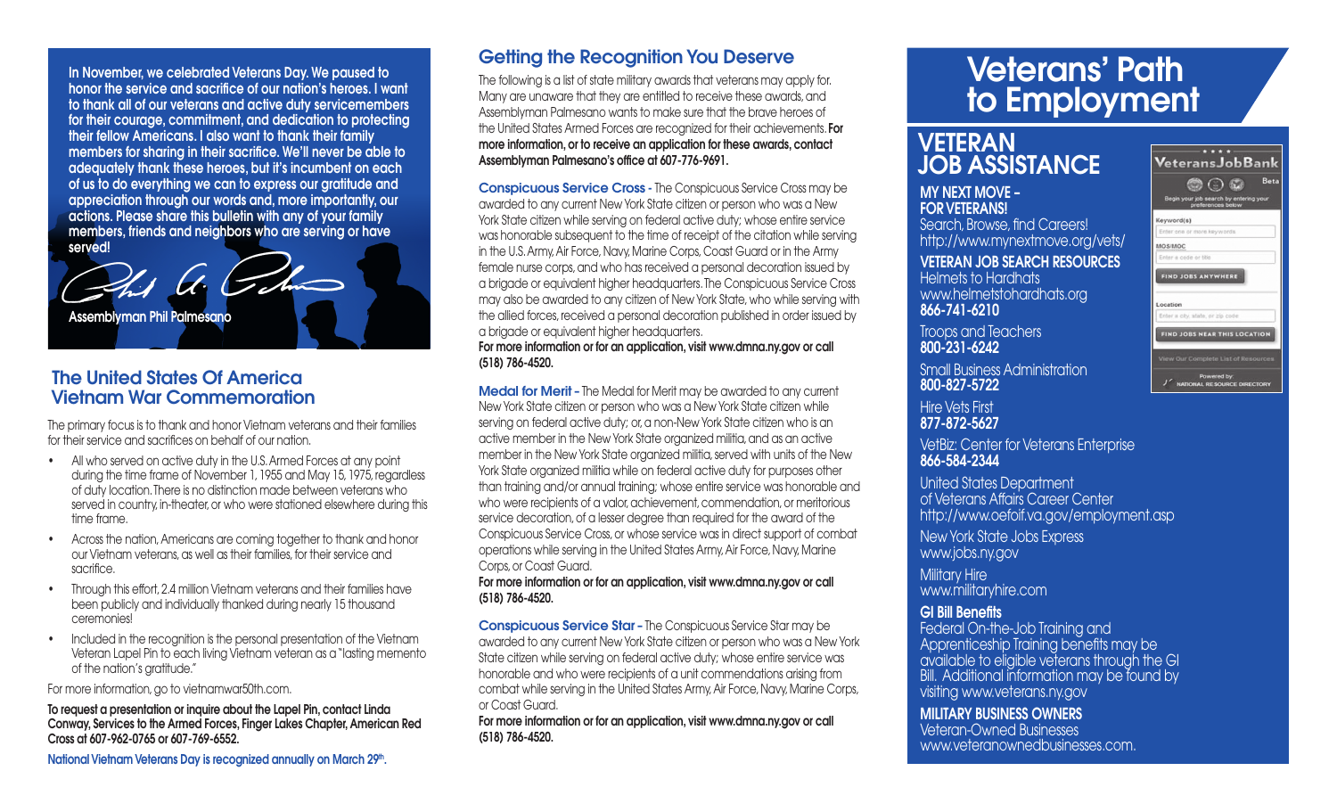In November, we celebrated Veterans Day. We paused to honor the service and sacrifice of our nation's heroes. I want to thank all of our veterans and active duty servicemembers for their courage, commitment, and dedication to protecting their fellow Americans. I also want to thank their family members for sharing in their sacrifice. We'll never be able to adequately thank these heroes, but it's incumbent on each of us to do everything we can to express our gratitude and appreciation through our words and, more importantly, our actions. Please share this bulletin with any of your family members, friends and neighbors who are serving or have served!

Assemblyman Phil Palmesano

## The United States Of America Vietnam War Commemoration

The primary focus is to thank and honor Vietnam veterans and their families for their service and sacrifices on behalf of our nation.

- All who served on active duty in the U.S. Armed Forces at any point during the time frame of November 1, 1955 and May 15, 1975, regardless of duty location. There is no distinction made between veterans who served in country, in-theater, or who were stationed elsewhere during this time frame.
- Across the nation, Americans are coming together to thank and honor our Vietnam veterans, as well as their families, for their service and sacrifice.
- Through this effort, 2.4 million Vietnam veterans and their families have been publicly and individually thanked during nearly 15 thousand ceremonies!
- Included in the recognition is the personal presentation of the Vietnam Veteran Lapel Pin to each living Vietnam veteran as a "lasting memento of the nation's gratitude."

For more information, go to vietnamwar50th.com.

**To request a presentation or inquire about the Lapel Pin, contact Linda Conway, Services to the Armed Forces, Finger Lakes Chapter, American Red Cross at 607-962-0765 or 607-769-6552.**

National Vietnam Veterans Day is recognized annually on March 29th.

## Getting the Recognition You Deserve

The following is a list of state military awards that veterans may apply for. Many are unaware that they are entitled to receive these awards, and Assemblyman Palmesano wants to make sure that the brave heroes of the United States Armed Forces are recognized for their achievements. **For more information, or to receive an application for these awards, contact Assemblyman Palmesano's office at 607-776-9691.**

**Conspicuous Service Cross** - The Conspicuous Service Cross may be awarded to any current New York State citizen or person who was a New York State citizen while serving on federal active duty; whose entire service was honorable subsequent to the time of receipt of the citation while serving in the U.S. Army, Air Force, Navy, Marine Corps, Coast Guard or in the Army female nurse corps, and who has received a personal decoration issued by a brigade or equivalent higher headquarters. The Conspicuous Service Cross may also be awarded to any citizen of New York State, who while serving with the allied forces, received a personal decoration published in order issued by a brigade or equivalent higher headquarters.
**For more information or for an application, visit www.dmna.ny.gov or call (518) 786-4520.**

**Medal for Merit** - The Medal for Merit may be awarded to any current New York State citizen or person who was a New York State citizen while serving on federal active duty; or, a non-New York State citizen who is an active member in the New York State organized militia, and as an active member in the New York State organized militia, served with units of the New York State organized militia while on federal active duty for purposes other than training and/or annual training; whose entire service was honorable and who were recipients of a valor, achievement, commendation, or meritorious service decoration, of a lesser degree than required for the award of the Conspicuous Service Cross, or whose service was in direct support of combat operations while serving in the United States Army, Air Force, Navy, Marine Corps, or Coast Guard.
**For more information or for an application, visit www.dmna.ny.gov or call (518) 786-4520.**

**Conspicuous Service Star** - The Conspicuous Service Star may be awarded to any current New York State citizen or person who was a New York State citizen while serving on federal active duty; whose entire service was honorable and who were recipients of a unit commendations arising from combat while serving in the United States Army, Air Force, Navy, Marine Corps, or Coast Guard.
**For more information or for an application, visit www.dmna.ny.gov or call (518) 786-4520.**

# Veterans' Path to Employment

## VETERAN JOB ASSISTANCE

**MY NEXT MOVE - FOR VETERANS!**
Search, Browse, find Careers!
http://www.mynextmove.org/vets/

**VETERAN JOB SEARCH RESOURCES**
Helmets to Hardhats
www.helmetstohardhats.org
**866-741-6210**

Troops and Teachers
**800-231-6242**

Small Business Administration
**800-827-5722**

Hire Vets First
**877-872-5627**

VetBiz: Center for Veterans Enterprise
**866-584-2344**

United States Department of Veterans Affairs Career Center
http://www.oefoif.va.gov/employment.asp

New York State Jobs Express
www.jobs.ny.gov

Military Hire
www.militaryhire.com

**GI Bill Benefits**
Federal On-the-Job Training and Apprenticeship Training benefits may be available to eligible veterans through the GI Bill. Additional information may be found by visiting www.veterans.ny.gov

**MILITARY BUSINESS OWNERS**
Veteran-Owned Businesses
www.veteranownedbusinesses.com.